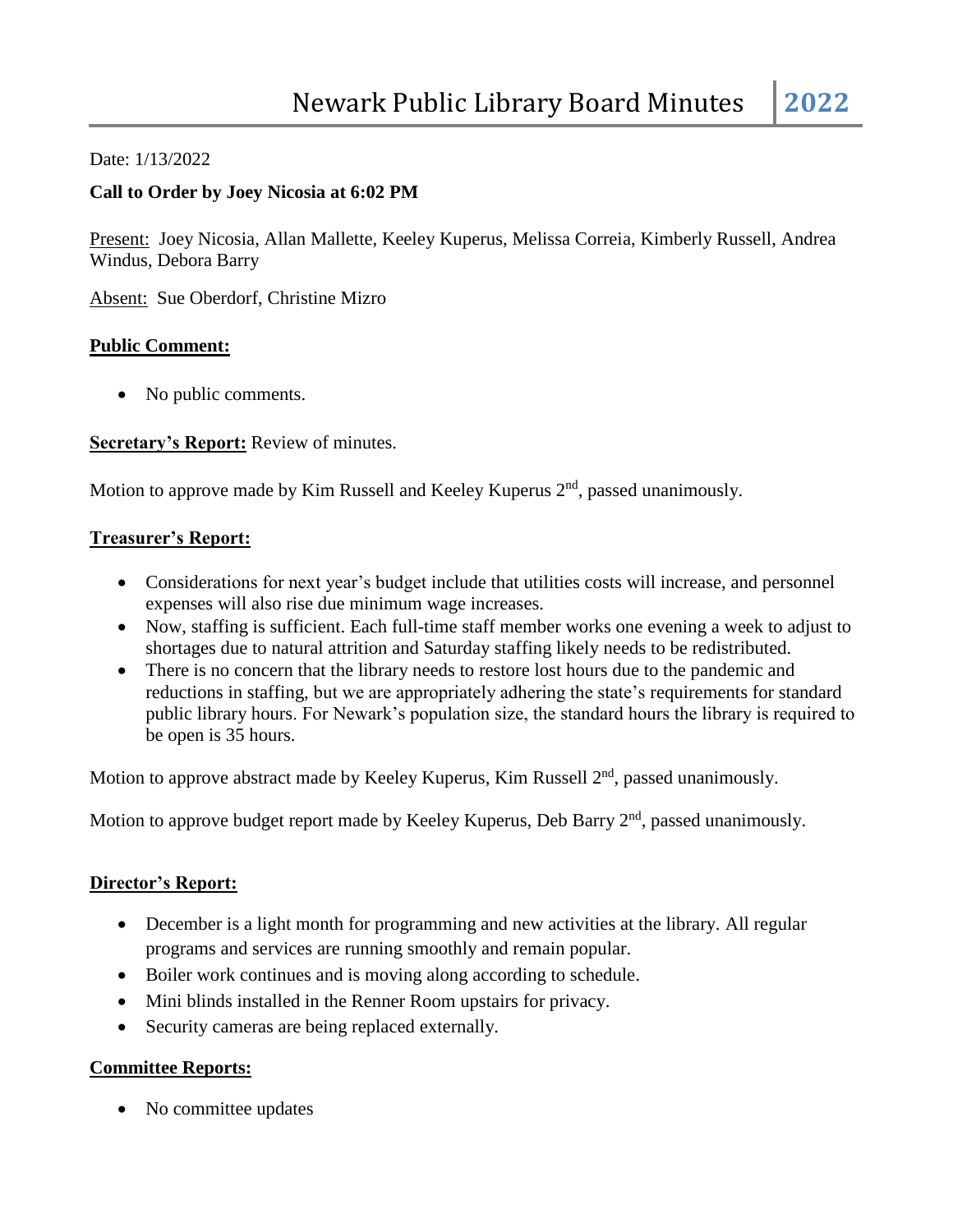# Newark Public Library Board Minutes 2022

Date: 1/13/2022

**Call to Order by Joey Nicosia at 6:02 PM**

Present: Joey Nicosia, Allan Mallette, Keeley Kuperus, Melissa Correia, Kimberly Russell, Andrea Windus, Debora Barry

Absent: Sue Oberdorf, Christine Mizro

**Public Comment:**

- No public comments.

**Secretary's Report:** Review of minutes.

Motion to approve made by Kim Russell and Keeley Kuperus 2nd, passed unanimously.

**Treasurer's Report:**

- Considerations for next year's budget include that utilities costs will increase, and personnel expenses will also rise due minimum wage increases.
- Now, staffing is sufficient. Each full-time staff member works one evening a week to adjust to shortages due to natural attrition and Saturday staffing likely needs to be redistributed.
- There is no concern that the library needs to restore lost hours due to the pandemic and reductions in staffing, but we are appropriately adhering the state's requirements for standard public library hours. For Newark's population size, the standard hours the library is required to be open is 35 hours.

Motion to approve abstract made by Keeley Kuperus, Kim Russell 2nd, passed unanimously.

Motion to approve budget report made by Keeley Kuperus, Deb Barry 2nd, passed unanimously.

**Director's Report:**

- December is a light month for programming and new activities at the library. All regular programs and services are running smoothly and remain popular.
- Boiler work continues and is moving along according to schedule.
- Mini blinds installed in the Renner Room upstairs for privacy.
- Security cameras are being replaced externally.

**Committee Reports:**

- No committee updates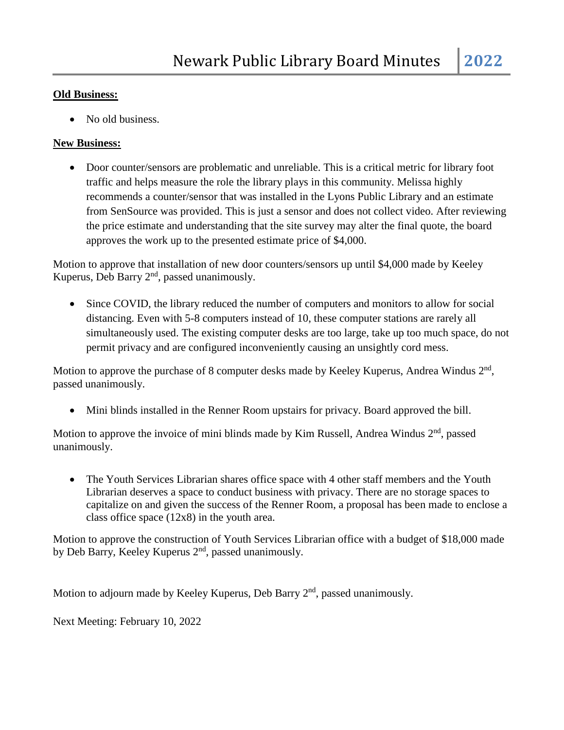**Old Business:**

- No old business.

**New Business:**

- Door counter/sensors are problematic and unreliable. This is a critical metric for library foot traffic and helps measure the role the library plays in this community. Melissa highly recommends a counter/sensor that was installed in the Lyons Public Library and an estimate from SenSource was provided. This is just a sensor and does not collect video. After reviewing the price estimate and understanding that the site survey may alter the final quote, the board approves the work up to the presented estimate price of $4,000.

Motion to approve that installation of new door counters/sensors up until $4,000 made by Keeley Kuperus, Deb Barry 2nd, passed unanimously.

- Since COVID, the library reduced the number of computers and monitors to allow for social distancing. Even with 5-8 computers instead of 10, these computer stations are rarely all simultaneously used. The existing computer desks are too large, take up too much space, do not permit privacy and are configured inconveniently causing an unsightly cord mess.

Motion to approve the purchase of 8 computer desks made by Keeley Kuperus, Andrea Windus 2nd, passed unanimously.

- Mini blinds installed in the Renner Room upstairs for privacy. Board approved the bill.

Motion to approve the invoice of mini blinds made by Kim Russell, Andrea Windus 2nd, passed unanimously.

- The Youth Services Librarian shares office space with 4 other staff members and the Youth Librarian deserves a space to conduct business with privacy. There are no storage spaces to capitalize on and given the success of the Renner Room, a proposal has been made to enclose a class office space (12x8) in the youth area.

Motion to approve the construction of Youth Services Librarian office with a budget of $18,000 made by Deb Barry, Keeley Kuperus 2nd, passed unanimously.

Motion to adjourn made by Keeley Kuperus, Deb Barry 2nd, passed unanimously.

Next Meeting: February 10, 2022